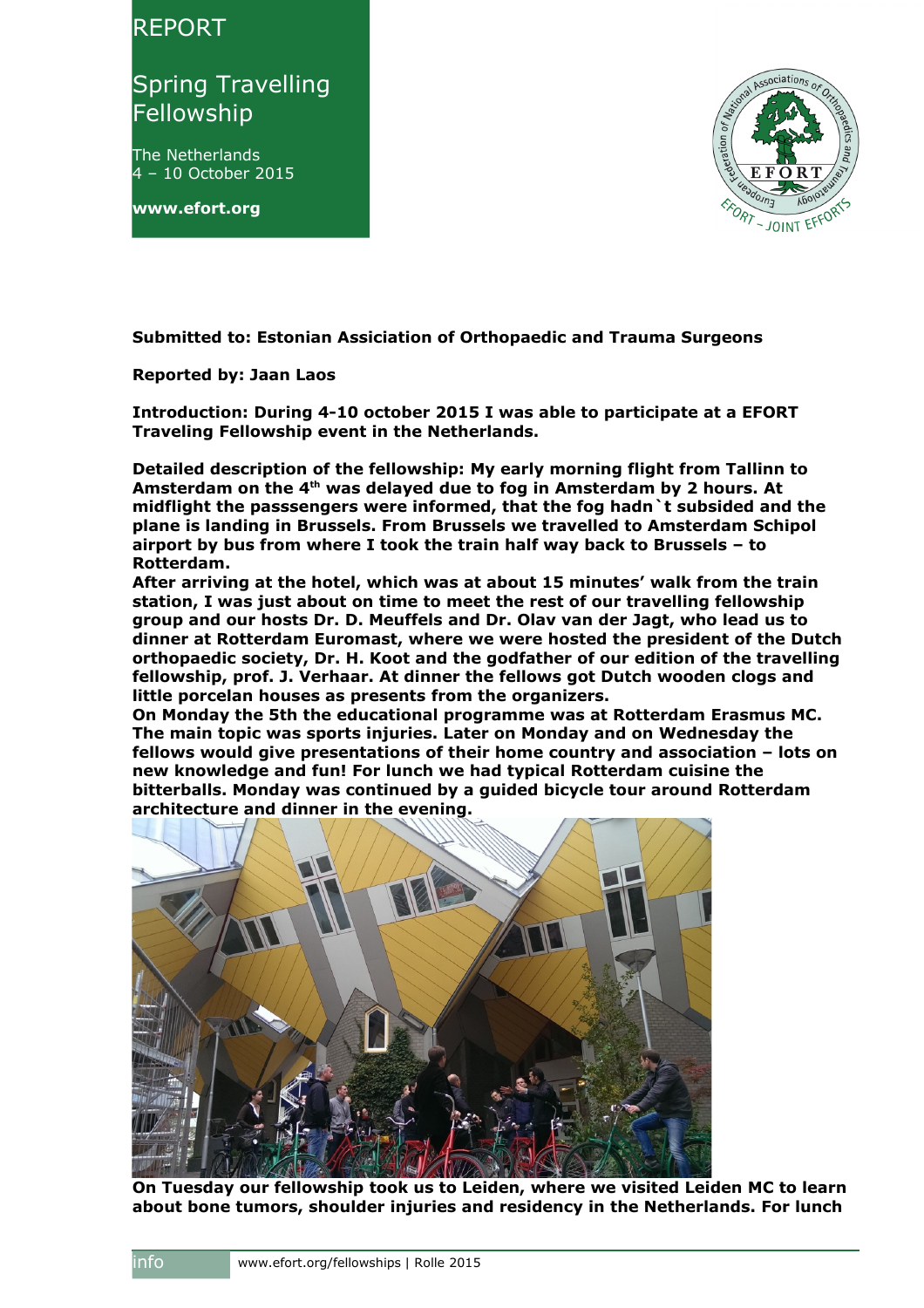# REPORT

## Spring Travelling Fellowship

The Netherlands
4 – 10 October 2015

**www.efort.org**

**Submitted to: Estonian Assiciation of Orthopaedic and Trauma Surgeons**

**Reported by: Jaan Laos**

**Introduction: During 4-10 october 2015 I was able to participate at a EFORT Traveling Fellowship event in the Netherlands.**

**Detailed description of the fellowship: My early morning flight from Tallinn to Amsterdam on the 4th was delayed due to fog in Amsterdam by 2 hours. At midflight the passsengers were informed, that the fog hadn`t subsided and the plane is landing in Brussels. From Brussels we travelled to Amsterdam Schipol airport by bus from where I took the train half way back to Brussels – to Rotterdam.**

**After arriving at the hotel, which was at about 15 minutes' walk from the train station, I was just about on time to meet the rest of our travelling fellowship group and our hosts Dr. D. Meuffels and Dr. Olav van der Jagt, who lead us to dinner at Rotterdam Euromast, where we were hosted the president of the Dutch orthopaedic society, Dr. H. Koot and the godfather of our edition of the travelling fellowship, prof. J. Verhaar. At dinner the fellows got Dutch wooden clogs and little porcelan houses as presents from the organizers.**

**On Monday the 5th the educational programme was at Rotterdam Erasmus MC. The main topic was sports injuries. Later on Monday and on Wednesday the fellows would give presentations of their home country and association – lots on new knowledge and fun! For lunch we had typical Rotterdam cuisine the bitterballs. Monday was continued by a guided bicycle tour around Rotterdam architecture and dinner in the evening.**

**On Tuesday our fellowship took us to Leiden, where we visited Leiden MC to learn about bone tumors, shoulder injuries and residency in the Netherlands. For lunch**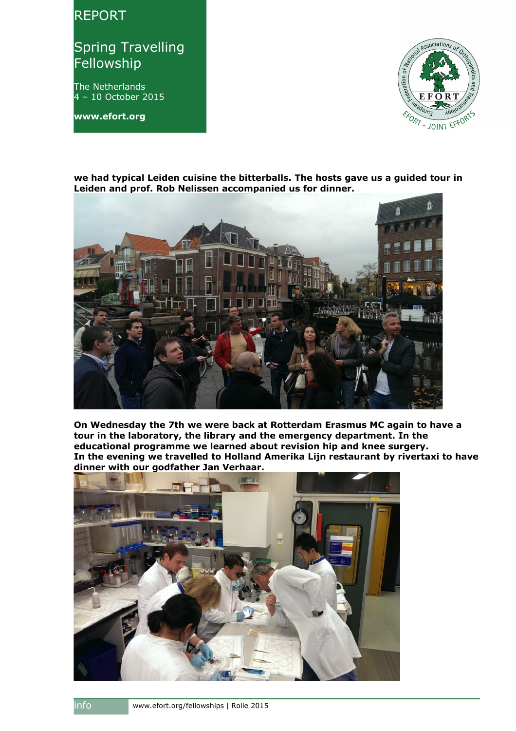**we had typical Leiden cuisine the bitterballs. The hosts gave us a guided tour in Leiden and prof. Rob Nelissen accompanied us for dinner.**

**On Wednesday the 7th we were back at Rotterdam Erasmus MC again to have a tour in the laboratory, the library and the emergency department. In the educational programme we learned about revision hip and knee surgery. In the evening we travelled to Holland Amerika Lijn restaurant by rivertaxi to have dinner with our godfather Jan Verhaar.**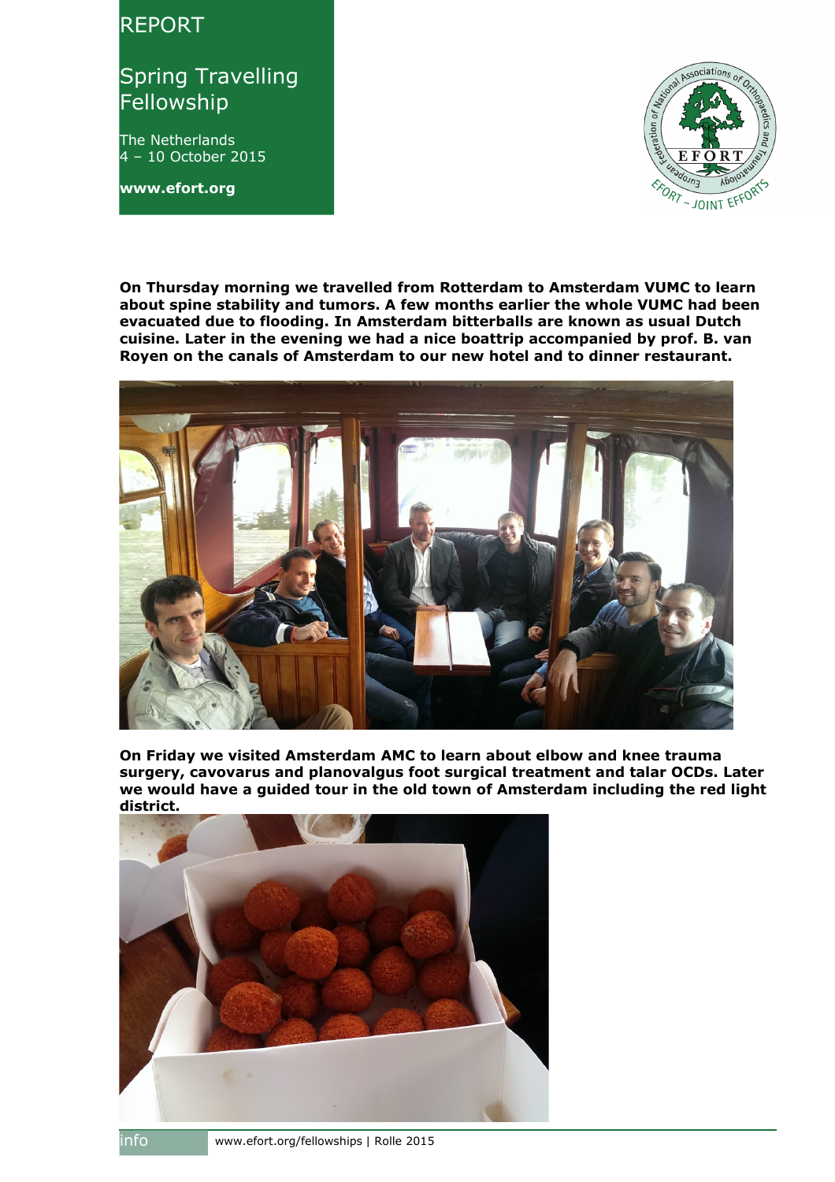# REPORT

## Spring Travelling Fellowship

The Netherlands
4 – 10 October 2015

**www.efort.org**

**On Thursday morning we travelled from Rotterdam to Amsterdam VUMC to learn about spine stability and tumors. A few months earlier the whole VUMC had been evacuated due to flooding. In Amsterdam bitterballs are known as usual Dutch cuisine. Later in the evening we had a nice boattrip accompanied by prof. B. van Royen on the canals of Amsterdam to our new hotel and to dinner restaurant.**

**On Friday we visited Amsterdam AMC to learn about elbow and knee trauma surgery, cavovarus and planovalgus foot surgical treatment and talar OCDs. Later we would have a guided tour in the old town of Amsterdam including the red light district.**

info www.efort.org/fellowships | Rolle 2015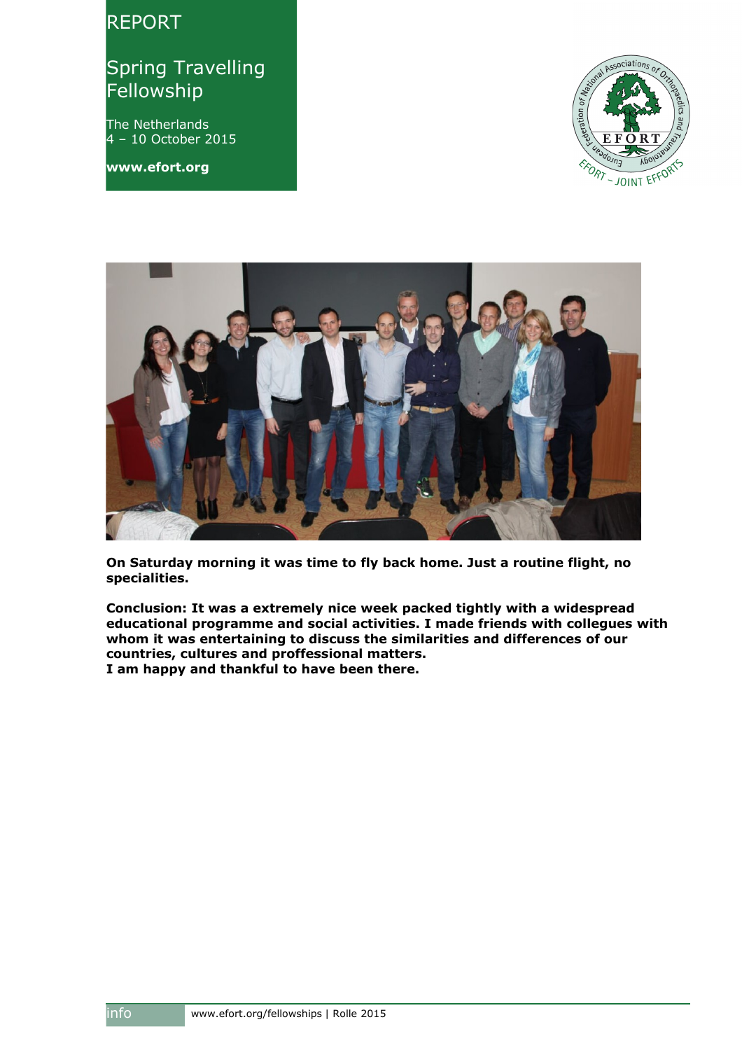REPORT

Spring Travelling Fellowship

The Netherlands
4 – 10 October 2015

**www.efort.org**

**On Saturday morning it was time to fly back home. Just a routine flight, no specialities.**

**Conclusion: It was a extremely nice week packed tightly with a widespread educational programme and social activities. I made friends with collegues with whom it was entertaining to discuss the similarities and differences of our countries, cultures and proffessional matters.**
**I am happy and thankful to have been there.**